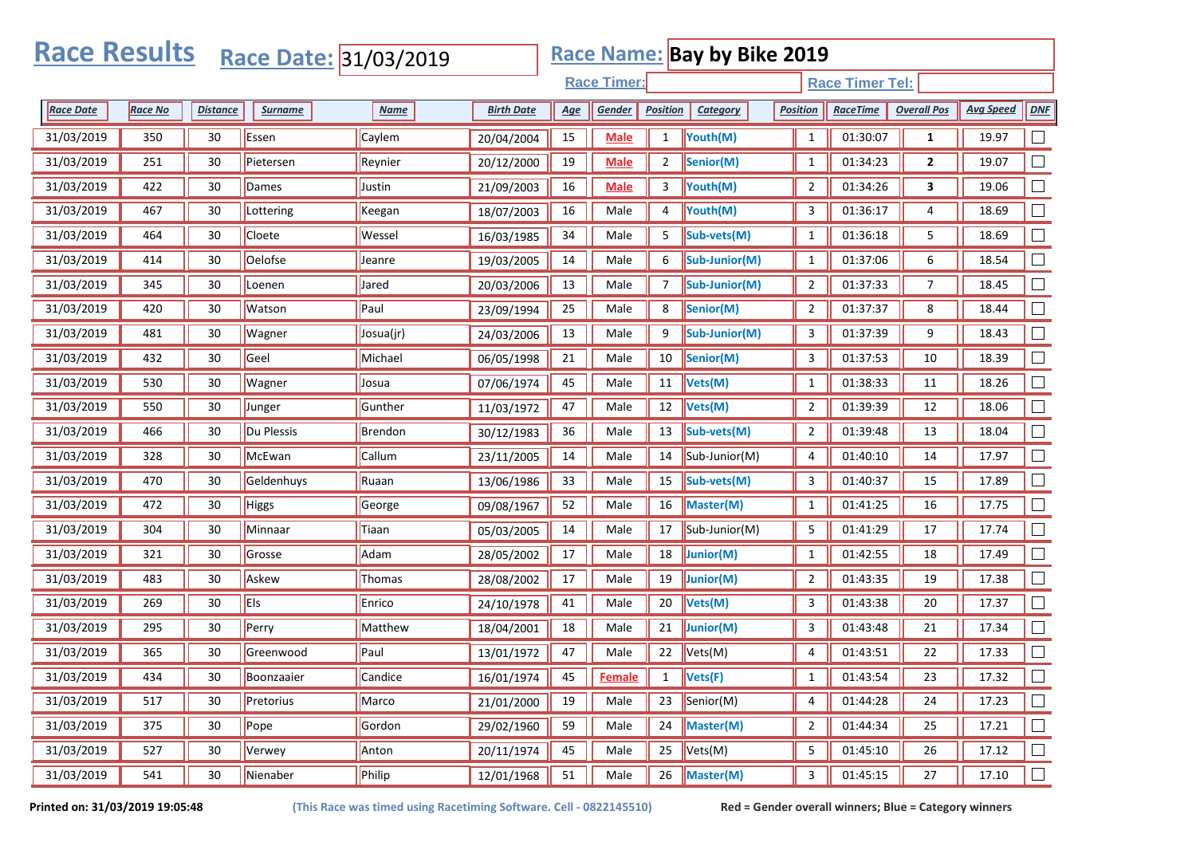# Race Results

**Race Date:** 31/03/2019

**Race Name:** **Bay by Bike 2019**

**Race Timer:**

**Race Timer Tel:**

| Race Date | Race No | Distance | Surname | Name | Birth Date | Age | Gender | Position | Category | Position | RaceTime | Overall Pos | Avg Speed | DNF |
|---|---|---|---|---|---|---|---|---|---|---|---|---|---|---|
| 31/03/2019 | 350 | 30 | Essen | Caylem | 20/04/2004 | 15 | **Male** | 1 | **Youth(M)** | 1 | 01:30:07 | **1** | 19.97 | ☐ |
| 31/03/2019 | 251 | 30 | Pietersen | Reynier | 20/12/2000 | 19 | **Male** | 2 | **Senior(M)** | 1 | 01:34:23 | **2** | 19.07 | ☐ |
| 31/03/2019 | 422 | 30 | Dames | Justin | 21/09/2003 | 16 | **Male** | 3 | **Youth(M)** | 2 | 01:34:26 | **3** | 19.06 | ☐ |
| 31/03/2019 | 467 | 30 | Lottering | Keegan | 18/07/2003 | 16 | Male | 4 | **Youth(M)** | 3 | 01:36:17 | 4 | 18.69 | ☐ |
| 31/03/2019 | 464 | 30 | Cloete | Wessel | 16/03/1985 | 34 | Male | 5 | **Sub-vets(M)** | 1 | 01:36:18 | 5 | 18.69 | ☐ |
| 31/03/2019 | 414 | 30 | Oelofse | Jeanre | 19/03/2005 | 14 | Male | 6 | **Sub-Junior(M)** | 1 | 01:37:06 | 6 | 18.54 | ☐ |
| 31/03/2019 | 345 | 30 | Loenen | Jared | 20/03/2006 | 13 | Male | 7 | **Sub-Junior(M)** | 2 | 01:37:33 | 7 | 18.45 | ☐ |
| 31/03/2019 | 420 | 30 | Watson | Paul | 23/09/1994 | 25 | Male | 8 | **Senior(M)** | 2 | 01:37:37 | 8 | 18.44 | ☐ |
| 31/03/2019 | 481 | 30 | Wagner | Josua(jr) | 24/03/2006 | 13 | Male | 9 | **Sub-Junior(M)** | 3 | 01:37:39 | 9 | 18.43 | ☐ |
| 31/03/2019 | 432 | 30 | Geel | Michael | 06/05/1998 | 21 | Male | 10 | **Senior(M)** | 3 | 01:37:53 | 10 | 18.39 | ☐ |
| 31/03/2019 | 530 | 30 | Wagner | Josua | 07/06/1974 | 45 | Male | 11 | **Vets(M)** | 1 | 01:38:33 | 11 | 18.26 | ☐ |
| 31/03/2019 | 550 | 30 | Junger | Gunther | 11/03/1972 | 47 | Male | 12 | **Vets(M)** | 2 | 01:39:39 | 12 | 18.06 | ☐ |
| 31/03/2019 | 466 | 30 | Du Plessis | Brendon | 30/12/1983 | 36 | Male | 13 | **Sub-vets(M)** | 2 | 01:39:48 | 13 | 18.04 | ☐ |
| 31/03/2019 | 328 | 30 | McEwan | Callum | 23/11/2005 | 14 | Male | 14 | Sub-Junior(M) | 4 | 01:40:10 | 14 | 17.97 | ☐ |
| 31/03/2019 | 470 | 30 | Geldenhuys | Ruaan | 13/06/1986 | 33 | Male | 15 | **Sub-vets(M)** | 3 | 01:40:37 | 15 | 17.89 | ☐ |
| 31/03/2019 | 472 | 30 | Higgs | George | 09/08/1967 | 52 | Male | 16 | **Master(M)** | 1 | 01:41:25 | 16 | 17.75 | ☐ |
| 31/03/2019 | 304 | 30 | Minnaar | Tiaan | 05/03/2005 | 14 | Male | 17 | Sub-Junior(M) | 5 | 01:41:29 | 17 | 17.74 | ☐ |
| 31/03/2019 | 321 | 30 | Grosse | Adam | 28/05/2002 | 17 | Male | 18 | **Junior(M)** | 1 | 01:42:55 | 18 | 17.49 | ☐ |
| 31/03/2019 | 483 | 30 | Askew | Thomas | 28/08/2002 | 17 | Male | 19 | **Junior(M)** | 2 | 01:43:35 | 19 | 17.38 | ☐ |
| 31/03/2019 | 269 | 30 | Els | Enrico | 24/10/1978 | 41 | Male | 20 | **Vets(M)** | 3 | 01:43:38 | 20 | 17.37 | ☐ |
| 31/03/2019 | 295 | 30 | Perry | Matthew | 18/04/2001 | 18 | Male | 21 | **Junior(M)** | 3 | 01:43:48 | 21 | 17.34 | ☐ |
| 31/03/2019 | 365 | 30 | Greenwood | Paul | 13/01/1972 | 47 | Male | 22 | Vets(M) | 4 | 01:43:51 | 22 | 17.33 | ☐ |
| 31/03/2019 | 434 | 30 | Boonzaaier | Candice | 16/01/1974 | 45 | **Female** | 1 | **Vets(F)** | 1 | 01:43:54 | 23 | 17.32 | ☐ |
| 31/03/2019 | 517 | 30 | Pretorius | Marco | 21/01/2000 | 19 | Male | 23 | Senior(M) | 4 | 01:44:28 | 24 | 17.23 | ☐ |
| 31/03/2019 | 375 | 30 | Pope | Gordon | 29/02/1960 | 59 | Male | 24 | **Master(M)** | 2 | 01:44:34 | 25 | 17.21 | ☐ |
| 31/03/2019 | 527 | 30 | Verwey | Anton | 20/11/1974 | 45 | Male | 25 | Vets(M) | 5 | 01:45:10 | 26 | 17.12 | ☐ |
| 31/03/2019 | 541 | 30 | Nienaber | Philip | 12/01/1968 | 51 | Male | 26 | **Master(M)** | 3 | 01:45:15 | 27 | 17.10 | ☐ |

**Printed on: 31/03/2019 19:05:48** **(This Race was timed using Racetiming Software. Cell - 0822145510)** **Red = Gender overall winners; Blue = Category winners**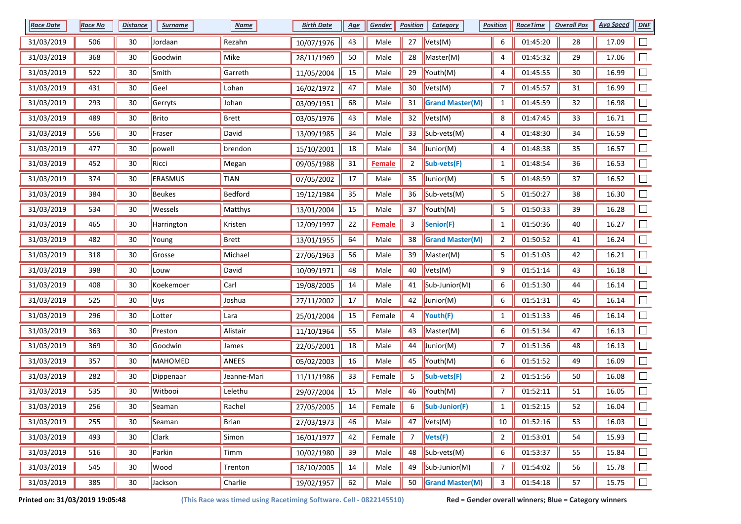| Race Date | Race No | Distance | Surname | Name | Birth Date | Age | Gender | Position | Category | Position | RaceTime | Overall Pos | Avg Speed | DNF |
|---|---|---|---|---|---|---|---|---|---|---|---|---|---|---|
| 31/03/2019 | 506 | 30 | Jordaan | Rezahn | 10/07/1976 | 43 | Male | 27 | Vets(M) | 6 | 01:45:20 | 28 | 17.09 | ☐ |
| 31/03/2019 | 368 | 30 | Goodwin | Mike | 28/11/1969 | 50 | Male | 28 | Master(M) | 4 | 01:45:32 | 29 | 17.06 | ☐ |
| 31/03/2019 | 522 | 30 | Smith | Garreth | 11/05/2004 | 15 | Male | 29 | Youth(M) | 4 | 01:45:55 | 30 | 16.99 | ☐ |
| 31/03/2019 | 431 | 30 | Geel | Lohan | 16/02/1972 | 47 | Male | 30 | Vets(M) | 7 | 01:45:57 | 31 | 16.99 | ☐ |
| 31/03/2019 | 293 | 30 | Gerryts | Johan | 03/09/1951 | 68 | Male | 31 | **Grand Master(M)** | 1 | 01:45:59 | 32 | 16.98 | ☐ |
| 31/03/2019 | 489 | 30 | Brito | Brett | 03/05/1976 | 43 | Male | 32 | Vets(M) | 8 | 01:47:45 | 33 | 16.71 | ☐ |
| 31/03/2019 | 556 | 30 | Fraser | David | 13/09/1985 | 34 | Male | 33 | Sub-vets(M) | 4 | 01:48:30 | 34 | 16.59 | ☐ |
| 31/03/2019 | 477 | 30 | powell | brendon | 15/10/2001 | 18 | Male | 34 | Junior(M) | 4 | 01:48:38 | 35 | 16.57 | ☐ |
| 31/03/2019 | 452 | 30 | Ricci | Megan | 09/05/1988 | 31 | **Female** | 2 | **Sub-vets(F)** | 1 | 01:48:54 | 36 | 16.53 | ☐ |
| 31/03/2019 | 374 | 30 | ERASMUS | TIAN | 07/05/2002 | 17 | Male | 35 | Junior(M) | 5 | 01:48:59 | 37 | 16.52 | ☐ |
| 31/03/2019 | 384 | 30 | Beukes | Bedford | 19/12/1984 | 35 | Male | 36 | Sub-vets(M) | 5 | 01:50:27 | 38 | 16.30 | ☐ |
| 31/03/2019 | 534 | 30 | Wessels | Matthys | 13/01/2004 | 15 | Male | 37 | Youth(M) | 5 | 01:50:33 | 39 | 16.28 | ☐ |
| 31/03/2019 | 465 | 30 | Harrington | Kristen | 12/09/1997 | 22 | **Female** | 3 | **Senior(F)** | 1 | 01:50:36 | 40 | 16.27 | ☐ |
| 31/03/2019 | 482 | 30 | Young | Brett | 13/01/1955 | 64 | Male | 38 | **Grand Master(M)** | 2 | 01:50:52 | 41 | 16.24 | ☐ |
| 31/03/2019 | 318 | 30 | Grosse | Michael | 27/06/1963 | 56 | Male | 39 | Master(M) | 5 | 01:51:03 | 42 | 16.21 | ☐ |
| 31/03/2019 | 398 | 30 | Louw | David | 10/09/1971 | 48 | Male | 40 | Vets(M) | 9 | 01:51:14 | 43 | 16.18 | ☐ |
| 31/03/2019 | 408 | 30 | Koekemoer | Carl | 19/08/2005 | 14 | Male | 41 | Sub-Junior(M) | 6 | 01:51:30 | 44 | 16.14 | ☐ |
| 31/03/2019 | 525 | 30 | Uys | Joshua | 27/11/2002 | 17 | Male | 42 | Junior(M) | 6 | 01:51:31 | 45 | 16.14 | ☐ |
| 31/03/2019 | 296 | 30 | Lotter | Lara | 25/01/2004 | 15 | Female | 4 | **Youth(F)** | 1 | 01:51:33 | 46 | 16.14 | ☐ |
| 31/03/2019 | 363 | 30 | Preston | Alistair | 11/10/1964 | 55 | Male | 43 | Master(M) | 6 | 01:51:34 | 47 | 16.13 | ☐ |
| 31/03/2019 | 369 | 30 | Goodwin | James | 22/05/2001 | 18 | Male | 44 | Junior(M) | 7 | 01:51:36 | 48 | 16.13 | ☐ |
| 31/03/2019 | 357 | 30 | MAHOMED | ANEES | 05/02/2003 | 16 | Male | 45 | Youth(M) | 6 | 01:51:52 | 49 | 16.09 | ☐ |
| 31/03/2019 | 282 | 30 | Dippenaar | Jeanne-Mari | 11/11/1986 | 33 | Female | 5 | **Sub-vets(F)** | 2 | 01:51:56 | 50 | 16.08 | ☐ |
| 31/03/2019 | 535 | 30 | Witbooi | Lelethu | 29/07/2004 | 15 | Male | 46 | Youth(M) | 7 | 01:52:11 | 51 | 16.05 | ☐ |
| 31/03/2019 | 256 | 30 | Seaman | Rachel | 27/05/2005 | 14 | Female | 6 | **Sub-Junior(F)** | 1 | 01:52:15 | 52 | 16.04 | ☐ |
| 31/03/2019 | 255 | 30 | Seaman | Brian | 27/03/1973 | 46 | Male | 47 | Vets(M) | 10 | 01:52:16 | 53 | 16.03 | ☐ |
| 31/03/2019 | 493 | 30 | Clark | Simon | 16/01/1977 | 42 | Female | 7 | **Vets(F)** | 2 | 01:53:01 | 54 | 15.93 | ☐ |
| 31/03/2019 | 516 | 30 | Parkin | Timm | 10/02/1980 | 39 | Male | 48 | Sub-vets(M) | 6 | 01:53:37 | 55 | 15.84 | ☐ |
| 31/03/2019 | 545 | 30 | Wood | Trenton | 18/10/2005 | 14 | Male | 49 | Sub-Junior(M) | 7 | 01:54:02 | 56 | 15.78 | ☐ |
| 31/03/2019 | 385 | 30 | Jackson | Charlie | 19/02/1957 | 62 | Male | 50 | **Grand Master(M)** | 3 | 01:54:18 | 57 | 15.75 | ☐ |

**Printed on: 31/03/2019 19:05:48** **(This Race was timed using Racetiming Software. Cell - 0822145510)** **Red = Gender overall winners; Blue = Category winners**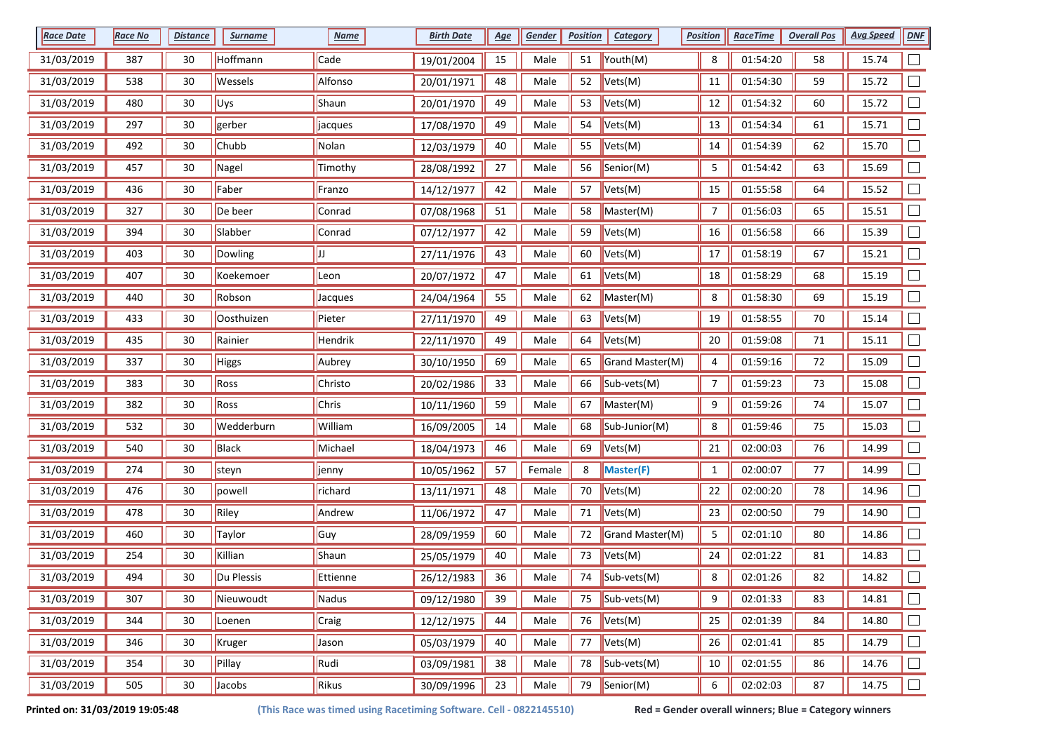| Race Date | Race No | Distance | Surname | Name | Birth Date | Age | Gender | Position | Category | Position | RaceTime | Overall Pos | Avg Speed | DNF |
|---|---|---|---|---|---|---|---|---|---|---|---|---|---|---|
| 31/03/2019 | 387 | 30 | Hoffmann | Cade | 19/01/2004 | 15 | Male | 51 | Youth(M) | 8 | 01:54:20 | 58 | 15.74 | ☐ |
| 31/03/2019 | 538 | 30 | Wessels | Alfonso | 20/01/1971 | 48 | Male | 52 | Vets(M) | 11 | 01:54:30 | 59 | 15.72 | ☐ |
| 31/03/2019 | 480 | 30 | Uys | Shaun | 20/01/1970 | 49 | Male | 53 | Vets(M) | 12 | 01:54:32 | 60 | 15.72 | ☐ |
| 31/03/2019 | 297 | 30 | gerber | jacques | 17/08/1970 | 49 | Male | 54 | Vets(M) | 13 | 01:54:34 | 61 | 15.71 | ☐ |
| 31/03/2019 | 492 | 30 | Chubb | Nolan | 12/03/1979 | 40 | Male | 55 | Vets(M) | 14 | 01:54:39 | 62 | 15.70 | ☐ |
| 31/03/2019 | 457 | 30 | Nagel | Timothy | 28/08/1992 | 27 | Male | 56 | Senior(M) | 5 | 01:54:42 | 63 | 15.69 | ☐ |
| 31/03/2019 | 436 | 30 | Faber | Franzo | 14/12/1977 | 42 | Male | 57 | Vets(M) | 15 | 01:55:58 | 64 | 15.52 | ☐ |
| 31/03/2019 | 327 | 30 | De beer | Conrad | 07/08/1968 | 51 | Male | 58 | Master(M) | 7 | 01:56:03 | 65 | 15.51 | ☐ |
| 31/03/2019 | 394 | 30 | Slabber | Conrad | 07/12/1977 | 42 | Male | 59 | Vets(M) | 16 | 01:56:58 | 66 | 15.39 | ☐ |
| 31/03/2019 | 403 | 30 | Dowling | JJ | 27/11/1976 | 43 | Male | 60 | Vets(M) | 17 | 01:58:19 | 67 | 15.21 | ☐ |
| 31/03/2019 | 407 | 30 | Koekemoer | Leon | 20/07/1972 | 47 | Male | 61 | Vets(M) | 18 | 01:58:29 | 68 | 15.19 | ☐ |
| 31/03/2019 | 440 | 30 | Robson | Jacques | 24/04/1964 | 55 | Male | 62 | Master(M) | 8 | 01:58:30 | 69 | 15.19 | ☐ |
| 31/03/2019 | 433 | 30 | Oosthuizen | Pieter | 27/11/1970 | 49 | Male | 63 | Vets(M) | 19 | 01:58:55 | 70 | 15.14 | ☐ |
| 31/03/2019 | 435 | 30 | Rainier | Hendrik | 22/11/1970 | 49 | Male | 64 | Vets(M) | 20 | 01:59:08 | 71 | 15.11 | ☐ |
| 31/03/2019 | 337 | 30 | Higgs | Aubrey | 30/10/1950 | 69 | Male | 65 | Grand Master(M) | 4 | 01:59:16 | 72 | 15.09 | ☐ |
| 31/03/2019 | 383 | 30 | Ross | Christo | 20/02/1986 | 33 | Male | 66 | Sub-vets(M) | 7 | 01:59:23 | 73 | 15.08 | ☐ |
| 31/03/2019 | 382 | 30 | Ross | Chris | 10/11/1960 | 59 | Male | 67 | Master(M) | 9 | 01:59:26 | 74 | 15.07 | ☐ |
| 31/03/2019 | 532 | 30 | Wedderburn | William | 16/09/2005 | 14 | Male | 68 | Sub-Junior(M) | 8 | 01:59:46 | 75 | 15.03 | ☐ |
| 31/03/2019 | 540 | 30 | Black | Michael | 18/04/1973 | 46 | Male | 69 | Vets(M) | 21 | 02:00:03 | 76 | 14.99 | ☐ |
| 31/03/2019 | 274 | 30 | steyn | jenny | 10/05/1962 | 57 | Female | 8 | **Master(F)** | 1 | 02:00:07 | 77 | 14.99 | ☐ |
| 31/03/2019 | 476 | 30 | powell | richard | 13/11/1971 | 48 | Male | 70 | Vets(M) | 22 | 02:00:20 | 78 | 14.96 | ☐ |
| 31/03/2019 | 478 | 30 | Riley | Andrew | 11/06/1972 | 47 | Male | 71 | Vets(M) | 23 | 02:00:50 | 79 | 14.90 | ☐ |
| 31/03/2019 | 460 | 30 | Taylor | Guy | 28/09/1959 | 60 | Male | 72 | Grand Master(M) | 5 | 02:01:10 | 80 | 14.86 | ☐ |
| 31/03/2019 | 254 | 30 | Killian | Shaun | 25/05/1979 | 40 | Male | 73 | Vets(M) | 24 | 02:01:22 | 81 | 14.83 | ☐ |
| 31/03/2019 | 494 | 30 | Du Plessis | Ettienne | 26/12/1983 | 36 | Male | 74 | Sub-vets(M) | 8 | 02:01:26 | 82 | 14.82 | ☐ |
| 31/03/2019 | 307 | 30 | Nieuwoudt | Nadus | 09/12/1980 | 39 | Male | 75 | Sub-vets(M) | 9 | 02:01:33 | 83 | 14.81 | ☐ |
| 31/03/2019 | 344 | 30 | Loenen | Craig | 12/12/1975 | 44 | Male | 76 | Vets(M) | 25 | 02:01:39 | 84 | 14.80 | ☐ |
| 31/03/2019 | 346 | 30 | Kruger | Jason | 05/03/1979 | 40 | Male | 77 | Vets(M) | 26 | 02:01:41 | 85 | 14.79 | ☐ |
| 31/03/2019 | 354 | 30 | Pillay | Rudi | 03/09/1981 | 38 | Male | 78 | Sub-vets(M) | 10 | 02:01:55 | 86 | 14.76 | ☐ |
| 31/03/2019 | 505 | 30 | Jacobs | Rikus | 30/09/1996 | 23 | Male | 79 | Senior(M) | 6 | 02:02:03 | 87 | 14.75 | ☐ |

**Printed on: 31/03/2019 19:05:48** **(This Race was timed using Racetiming Software. Cell - 0822145510)** **Red = Gender overall winners; Blue = Category winners**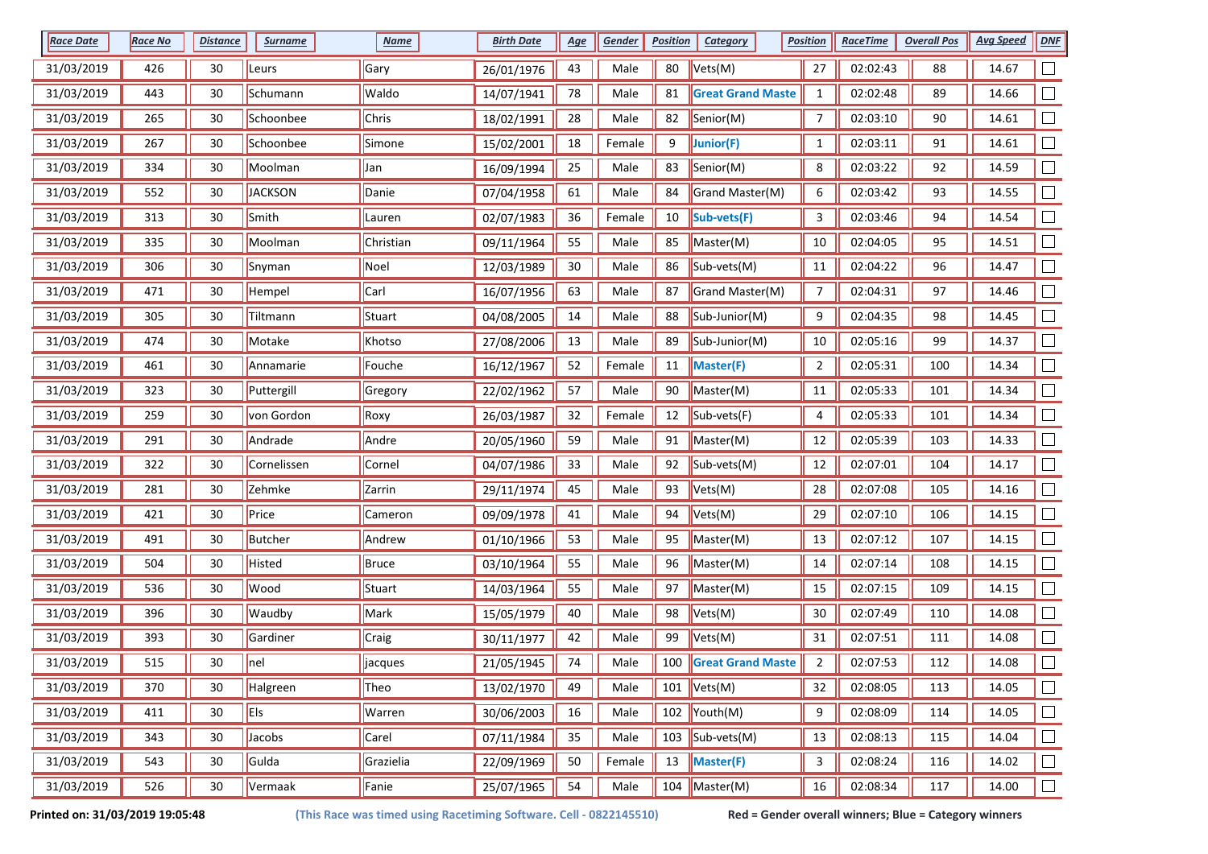| Race Date | Race No | Distance | Surname | Name | Birth Date | Age | Gender | Position | Category | Position | RaceTime | Overall Pos | Avg Speed | DNF |
|---|---|---|---|---|---|---|---|---|---|---|---|---|---|---|
| 31/03/2019 | 426 | 30 | Leurs | Gary | 26/01/1976 | 43 | Male | 80 | Vets(M) | 27 | 02:02:43 | 88 | 14.67 | ☐ |
| 31/03/2019 | 443 | 30 | Schumann | Waldo | 14/07/1941 | 78 | Male | 81 | **Great Grand Maste** | 1 | 02:02:48 | 89 | 14.66 | ☐ |
| 31/03/2019 | 265 | 30 | Schoonbee | Chris | 18/02/1991 | 28 | Male | 82 | Senior(M) | 7 | 02:03:10 | 90 | 14.61 | ☐ |
| 31/03/2019 | 267 | 30 | Schoonbee | Simone | 15/02/2001 | 18 | Female | 9 | **Junior(F)** | 1 | 02:03:11 | 91 | 14.61 | ☐ |
| 31/03/2019 | 334 | 30 | Moolman | Jan | 16/09/1994 | 25 | Male | 83 | Senior(M) | 8 | 02:03:22 | 92 | 14.59 | ☐ |
| 31/03/2019 | 552 | 30 | JACKSON | Danie | 07/04/1958 | 61 | Male | 84 | Grand Master(M) | 6 | 02:03:42 | 93 | 14.55 | ☐ |
| 31/03/2019 | 313 | 30 | Smith | Lauren | 02/07/1983 | 36 | Female | 10 | **Sub-vets(F)** | 3 | 02:03:46 | 94 | 14.54 | ☐ |
| 31/03/2019 | 335 | 30 | Moolman | Christian | 09/11/1964 | 55 | Male | 85 | Master(M) | 10 | 02:04:05 | 95 | 14.51 | ☐ |
| 31/03/2019 | 306 | 30 | Snyman | Noel | 12/03/1989 | 30 | Male | 86 | Sub-vets(M) | 11 | 02:04:22 | 96 | 14.47 | ☐ |
| 31/03/2019 | 471 | 30 | Hempel | Carl | 16/07/1956 | 63 | Male | 87 | Grand Master(M) | 7 | 02:04:31 | 97 | 14.46 | ☐ |
| 31/03/2019 | 305 | 30 | Tiltmann | Stuart | 04/08/2005 | 14 | Male | 88 | Sub-Junior(M) | 9 | 02:04:35 | 98 | 14.45 | ☐ |
| 31/03/2019 | 474 | 30 | Motake | Khotso | 27/08/2006 | 13 | Male | 89 | Sub-Junior(M) | 10 | 02:05:16 | 99 | 14.37 | ☐ |
| 31/03/2019 | 461 | 30 | Annamarie | Fouche | 16/12/1967 | 52 | Female | 11 | **Master(F)** | 2 | 02:05:31 | 100 | 14.34 | ☐ |
| 31/03/2019 | 323 | 30 | Puttergill | Gregory | 22/02/1962 | 57 | Male | 90 | Master(M) | 11 | 02:05:33 | 101 | 14.34 | ☐ |
| 31/03/2019 | 259 | 30 | von Gordon | Roxy | 26/03/1987 | 32 | Female | 12 | Sub-vets(F) | 4 | 02:05:33 | 101 | 14.34 | ☐ |
| 31/03/2019 | 291 | 30 | Andrade | Andre | 20/05/1960 | 59 | Male | 91 | Master(M) | 12 | 02:05:39 | 103 | 14.33 | ☐ |
| 31/03/2019 | 322 | 30 | Cornelissen | Cornel | 04/07/1986 | 33 | Male | 92 | Sub-vets(M) | 12 | 02:07:01 | 104 | 14.17 | ☐ |
| 31/03/2019 | 281 | 30 | Zehmke | Zarrin | 29/11/1974 | 45 | Male | 93 | Vets(M) | 28 | 02:07:08 | 105 | 14.16 | ☐ |
| 31/03/2019 | 421 | 30 | Price | Cameron | 09/09/1978 | 41 | Male | 94 | Vets(M) | 29 | 02:07:10 | 106 | 14.15 | ☐ |
| 31/03/2019 | 491 | 30 | Butcher | Andrew | 01/10/1966 | 53 | Male | 95 | Master(M) | 13 | 02:07:12 | 107 | 14.15 | ☐ |
| 31/03/2019 | 504 | 30 | Histed | Bruce | 03/10/1964 | 55 | Male | 96 | Master(M) | 14 | 02:07:14 | 108 | 14.15 | ☐ |
| 31/03/2019 | 536 | 30 | Wood | Stuart | 14/03/1964 | 55 | Male | 97 | Master(M) | 15 | 02:07:15 | 109 | 14.15 | ☐ |
| 31/03/2019 | 396 | 30 | Waudby | Mark | 15/05/1979 | 40 | Male | 98 | Vets(M) | 30 | 02:07:49 | 110 | 14.08 | ☐ |
| 31/03/2019 | 393 | 30 | Gardiner | Craig | 30/11/1977 | 42 | Male | 99 | Vets(M) | 31 | 02:07:51 | 111 | 14.08 | ☐ |
| 31/03/2019 | 515 | 30 | nel | jacques | 21/05/1945 | 74 | Male | 100 | **Great Grand Maste** | 2 | 02:07:53 | 112 | 14.08 | ☐ |
| 31/03/2019 | 370 | 30 | Halgreen | Theo | 13/02/1970 | 49 | Male | 101 | Vets(M) | 32 | 02:08:05 | 113 | 14.05 | ☐ |
| 31/03/2019 | 411 | 30 | Els | Warren | 30/06/2003 | 16 | Male | 102 | Youth(M) | 9 | 02:08:09 | 114 | 14.05 | ☐ |
| 31/03/2019 | 343 | 30 | Jacobs | Carel | 07/11/1984 | 35 | Male | 103 | Sub-vets(M) | 13 | 02:08:13 | 115 | 14.04 | ☐ |
| 31/03/2019 | 543 | 30 | Gulda | Grazielia | 22/09/1969 | 50 | Female | 13 | **Master(F)** | 3 | 02:08:24 | 116 | 14.02 | ☐ |
| 31/03/2019 | 526 | 30 | Vermaak | Fanie | 25/07/1965 | 54 | Male | 104 | Master(M) | 16 | 02:08:34 | 117 | 14.00 | ☐ |

**Printed on: 31/03/2019 19:05:48** **(This Race was timed using Racetiming Software. Cell - 0822145510)** **Red = Gender overall winners; Blue = Category winners**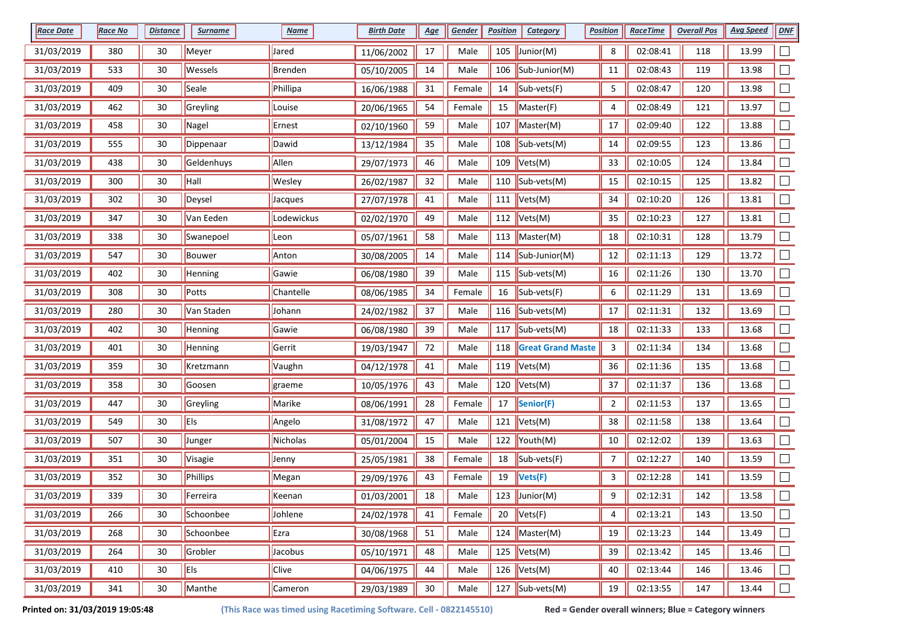| Race Date | Race No | Distance | Surname | Name | Birth Date | Age | Gender | Position | Category | Position | RaceTime | Overall Pos | Avg Speed | DNF |
|---|---|---|---|---|---|---|---|---|---|---|---|---|---|---|
| 31/03/2019 | 380 | 30 | Meyer | Jared | 11/06/2002 | 17 | Male | 105 | Junior(M) | 8 | 02:08:41 | 118 | 13.99 | ☐ |
| 31/03/2019 | 533 | 30 | Wessels | Brenden | 05/10/2005 | 14 | Male | 106 | Sub-Junior(M) | 11 | 02:08:43 | 119 | 13.98 | ☐ |
| 31/03/2019 | 409 | 30 | Seale | Phillipa | 16/06/1988 | 31 | Female | 14 | Sub-vets(F) | 5 | 02:08:47 | 120 | 13.98 | ☐ |
| 31/03/2019 | 462 | 30 | Greyling | Louise | 20/06/1965 | 54 | Female | 15 | Master(F) | 4 | 02:08:49 | 121 | 13.97 | ☐ |
| 31/03/2019 | 458 | 30 | Nagel | Ernest | 02/10/1960 | 59 | Male | 107 | Master(M) | 17 | 02:09:40 | 122 | 13.88 | ☐ |
| 31/03/2019 | 555 | 30 | Dippenaar | Dawid | 13/12/1984 | 35 | Male | 108 | Sub-vets(M) | 14 | 02:09:55 | 123 | 13.86 | ☐ |
| 31/03/2019 | 438 | 30 | Geldenhuys | Allen | 29/07/1973 | 46 | Male | 109 | Vets(M) | 33 | 02:10:05 | 124 | 13.84 | ☐ |
| 31/03/2019 | 300 | 30 | Hall | Wesley | 26/02/1987 | 32 | Male | 110 | Sub-vets(M) | 15 | 02:10:15 | 125 | 13.82 | ☐ |
| 31/03/2019 | 302 | 30 | Deysel | Jacques | 27/07/1978 | 41 | Male | 111 | Vets(M) | 34 | 02:10:20 | 126 | 13.81 | ☐ |
| 31/03/2019 | 347 | 30 | Van Eeden | Lodewickus | 02/02/1970 | 49 | Male | 112 | Vets(M) | 35 | 02:10:23 | 127 | 13.81 | ☐ |
| 31/03/2019 | 338 | 30 | Swanepoel | Leon | 05/07/1961 | 58 | Male | 113 | Master(M) | 18 | 02:10:31 | 128 | 13.79 | ☐ |
| 31/03/2019 | 547 | 30 | Bouwer | Anton | 30/08/2005 | 14 | Male | 114 | Sub-Junior(M) | 12 | 02:11:13 | 129 | 13.72 | ☐ |
| 31/03/2019 | 402 | 30 | Henning | Gawie | 06/08/1980 | 39 | Male | 115 | Sub-vets(M) | 16 | 02:11:26 | 130 | 13.70 | ☐ |
| 31/03/2019 | 308 | 30 | Potts | Chantelle | 08/06/1985 | 34 | Female | 16 | Sub-vets(F) | 6 | 02:11:29 | 131 | 13.69 | ☐ |
| 31/03/2019 | 280 | 30 | Van Staden | Johann | 24/02/1982 | 37 | Male | 116 | Sub-vets(M) | 17 | 02:11:31 | 132 | 13.69 | ☐ |
| 31/03/2019 | 402 | 30 | Henning | Gawie | 06/08/1980 | 39 | Male | 117 | Sub-vets(M) | 18 | 02:11:33 | 133 | 13.68 | ☐ |
| 31/03/2019 | 401 | 30 | Henning | Gerrit | 19/03/1947 | 72 | Male | 118 | **Great Grand Maste** | 3 | 02:11:34 | 134 | 13.68 | ☐ |
| 31/03/2019 | 359 | 30 | Kretzmann | Vaughn | 04/12/1978 | 41 | Male | 119 | Vets(M) | 36 | 02:11:36 | 135 | 13.68 | ☐ |
| 31/03/2019 | 358 | 30 | Goosen | graeme | 10/05/1976 | 43 | Male | 120 | Vets(M) | 37 | 02:11:37 | 136 | 13.68 | ☐ |
| 31/03/2019 | 447 | 30 | Greyling | Marike | 08/06/1991 | 28 | Female | 17 | **Senior(F)** | 2 | 02:11:53 | 137 | 13.65 | ☐ |
| 31/03/2019 | 549 | 30 | Els | Angelo | 31/08/1972 | 47 | Male | 121 | Vets(M) | 38 | 02:11:58 | 138 | 13.64 | ☐ |
| 31/03/2019 | 507 | 30 | Junger | Nicholas | 05/01/2004 | 15 | Male | 122 | Youth(M) | 10 | 02:12:02 | 139 | 13.63 | ☐ |
| 31/03/2019 | 351 | 30 | Visagie | Jenny | 25/05/1981 | 38 | Female | 18 | Sub-vets(F) | 7 | 02:12:27 | 140 | 13.59 | ☐ |
| 31/03/2019 | 352 | 30 | Phillips | Megan | 29/09/1976 | 43 | Female | 19 | **Vets(F)** | 3 | 02:12:28 | 141 | 13.59 | ☐ |
| 31/03/2019 | 339 | 30 | Ferreira | Keenan | 01/03/2001 | 18 | Male | 123 | Junior(M) | 9 | 02:12:31 | 142 | 13.58 | ☐ |
| 31/03/2019 | 266 | 30 | Schoonbee | Johlene | 24/02/1978 | 41 | Female | 20 | Vets(F) | 4 | 02:13:21 | 143 | 13.50 | ☐ |
| 31/03/2019 | 268 | 30 | Schoonbee | Ezra | 30/08/1968 | 51 | Male | 124 | Master(M) | 19 | 02:13:23 | 144 | 13.49 | ☐ |
| 31/03/2019 | 264 | 30 | Grobler | Jacobus | 05/10/1971 | 48 | Male | 125 | Vets(M) | 39 | 02:13:42 | 145 | 13.46 | ☐ |
| 31/03/2019 | 410 | 30 | Els | Clive | 04/06/1975 | 44 | Male | 126 | Vets(M) | 40 | 02:13:44 | 146 | 13.46 | ☐ |
| 31/03/2019 | 341 | 30 | Manthe | Cameron | 29/03/1989 | 30 | Male | 127 | Sub-vets(M) | 19 | 02:13:55 | 147 | 13.44 | ☐ |

**Printed on: 31/03/2019 19:05:48** **(This Race was timed using Racetiming Software. Cell - 0822145510)** **Red = Gender overall winners; Blue = Category winners**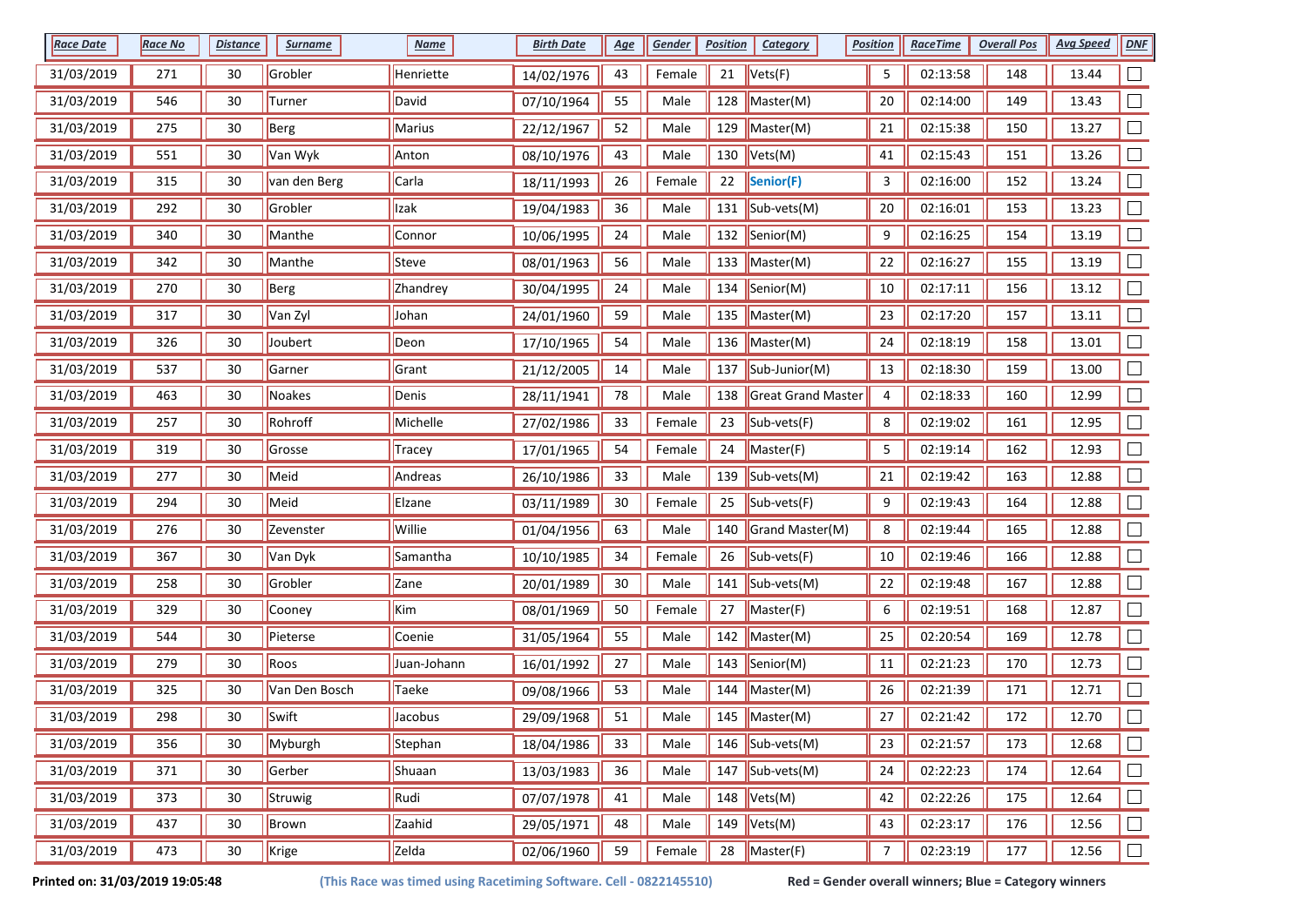| Race Date | Race No | Distance | Surname | Name | Birth Date | Age | Gender | Position | Category | Position | RaceTime | Overall Pos | Avg Speed | DNF |
|---|---|---|---|---|---|---|---|---|---|---|---|---|---|---|
| 31/03/2019 | 271 | 30 | Grobler | Henriette | 14/02/1976 | 43 | Female | 21 | Vets(F) | 5 | 02:13:58 | 148 | 13.44 | ☐ |
| 31/03/2019 | 546 | 30 | Turner | David | 07/10/1964 | 55 | Male | 128 | Master(M) | 20 | 02:14:00 | 149 | 13.43 | ☐ |
| 31/03/2019 | 275 | 30 | Berg | Marius | 22/12/1967 | 52 | Male | 129 | Master(M) | 21 | 02:15:38 | 150 | 13.27 | ☐ |
| 31/03/2019 | 551 | 30 | Van Wyk | Anton | 08/10/1976 | 43 | Male | 130 | Vets(M) | 41 | 02:15:43 | 151 | 13.26 | ☐ |
| 31/03/2019 | 315 | 30 | van den Berg | Carla | 18/11/1993 | 26 | Female | 22 | **Senior(F)** | 3 | 02:16:00 | 152 | 13.24 | ☐ |
| 31/03/2019 | 292 | 30 | Grobler | Izak | 19/04/1983 | 36 | Male | 131 | Sub-vets(M) | 20 | 02:16:01 | 153 | 13.23 | ☐ |
| 31/03/2019 | 340 | 30 | Manthe | Connor | 10/06/1995 | 24 | Male | 132 | Senior(M) | 9 | 02:16:25 | 154 | 13.19 | ☐ |
| 31/03/2019 | 342 | 30 | Manthe | Steve | 08/01/1963 | 56 | Male | 133 | Master(M) | 22 | 02:16:27 | 155 | 13.19 | ☐ |
| 31/03/2019 | 270 | 30 | Berg | Zhandrey | 30/04/1995 | 24 | Male | 134 | Senior(M) | 10 | 02:17:11 | 156 | 13.12 | ☐ |
| 31/03/2019 | 317 | 30 | Van Zyl | Johan | 24/01/1960 | 59 | Male | 135 | Master(M) | 23 | 02:17:20 | 157 | 13.11 | ☐ |
| 31/03/2019 | 326 | 30 | Joubert | Deon | 17/10/1965 | 54 | Male | 136 | Master(M) | 24 | 02:18:19 | 158 | 13.01 | ☐ |
| 31/03/2019 | 537 | 30 | Garner | Grant | 21/12/2005 | 14 | Male | 137 | Sub-Junior(M) | 13 | 02:18:30 | 159 | 13.00 | ☐ |
| 31/03/2019 | 463 | 30 | Noakes | Denis | 28/11/1941 | 78 | Male | 138 | Great Grand Master | 4 | 02:18:33 | 160 | 12.99 | ☐ |
| 31/03/2019 | 257 | 30 | Rohroff | Michelle | 27/02/1986 | 33 | Female | 23 | Sub-vets(F) | 8 | 02:19:02 | 161 | 12.95 | ☐ |
| 31/03/2019 | 319 | 30 | Grosse | Tracey | 17/01/1965 | 54 | Female | 24 | Master(F) | 5 | 02:19:14 | 162 | 12.93 | ☐ |
| 31/03/2019 | 277 | 30 | Meid | Andreas | 26/10/1986 | 33 | Male | 139 | Sub-vets(M) | 21 | 02:19:42 | 163 | 12.88 | ☐ |
| 31/03/2019 | 294 | 30 | Meid | Elzane | 03/11/1989 | 30 | Female | 25 | Sub-vets(F) | 9 | 02:19:43 | 164 | 12.88 | ☐ |
| 31/03/2019 | 276 | 30 | Zevenster | Willie | 01/04/1956 | 63 | Male | 140 | Grand Master(M) | 8 | 02:19:44 | 165 | 12.88 | ☐ |
| 31/03/2019 | 367 | 30 | Van Dyk | Samantha | 10/10/1985 | 34 | Female | 26 | Sub-vets(F) | 10 | 02:19:46 | 166 | 12.88 | ☐ |
| 31/03/2019 | 258 | 30 | Grobler | Zane | 20/01/1989 | 30 | Male | 141 | Sub-vets(M) | 22 | 02:19:48 | 167 | 12.88 | ☐ |
| 31/03/2019 | 329 | 30 | Cooney | Kim | 08/01/1969 | 50 | Female | 27 | Master(F) | 6 | 02:19:51 | 168 | 12.87 | ☐ |
| 31/03/2019 | 544 | 30 | Pieterse | Coenie | 31/05/1964 | 55 | Male | 142 | Master(M) | 25 | 02:20:54 | 169 | 12.78 | ☐ |
| 31/03/2019 | 279 | 30 | Roos | Juan-Johann | 16/01/1992 | 27 | Male | 143 | Senior(M) | 11 | 02:21:23 | 170 | 12.73 | ☐ |
| 31/03/2019 | 325 | 30 | Van Den Bosch | Taeke | 09/08/1966 | 53 | Male | 144 | Master(M) | 26 | 02:21:39 | 171 | 12.71 | ☐ |
| 31/03/2019 | 298 | 30 | Swift | Jacobus | 29/09/1968 | 51 | Male | 145 | Master(M) | 27 | 02:21:42 | 172 | 12.70 | ☐ |
| 31/03/2019 | 356 | 30 | Myburgh | Stephan | 18/04/1986 | 33 | Male | 146 | Sub-vets(M) | 23 | 02:21:57 | 173 | 12.68 | ☐ |
| 31/03/2019 | 371 | 30 | Gerber | Shuaan | 13/03/1983 | 36 | Male | 147 | Sub-vets(M) | 24 | 02:22:23 | 174 | 12.64 | ☐ |
| 31/03/2019 | 373 | 30 | Struwig | Rudi | 07/07/1978 | 41 | Male | 148 | Vets(M) | 42 | 02:22:26 | 175 | 12.64 | ☐ |
| 31/03/2019 | 437 | 30 | Brown | Zaahid | 29/05/1971 | 48 | Male | 149 | Vets(M) | 43 | 02:23:17 | 176 | 12.56 | ☐ |
| 31/03/2019 | 473 | 30 | Krige | Zelda | 02/06/1960 | 59 | Female | 28 | Master(F) | 7 | 02:23:19 | 177 | 12.56 | ☐ |

**Printed on: 31/03/2019 19:05:48** **(This Race was timed using Racetiming Software. Cell - 0822145510)** **Red = Gender overall winners; Blue = Category winners**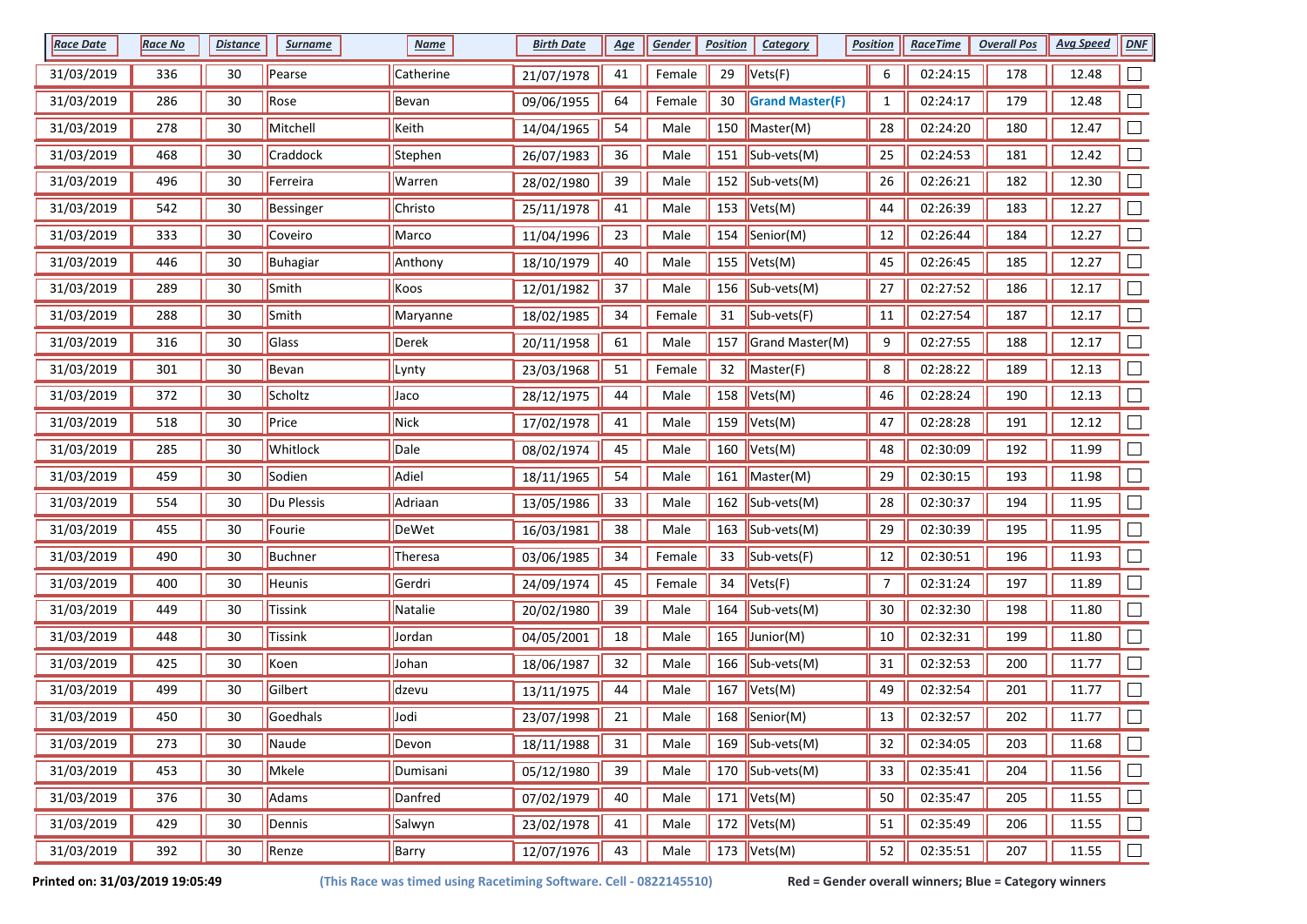| Race Date | Race No | Distance | Surname | Name | Birth Date | Age | Gender | Position | Category | Position | RaceTime | Overall Pos | Avg Speed | DNF |
|---|---|---|---|---|---|---|---|---|---|---|---|---|---|---|
| 31/03/2019 | 336 | 30 | Pearse | Catherine | 21/07/1978 | 41 | Female | 29 | Vets(F) | 6 | 02:24:15 | 178 | 12.48 | ☐ |
| 31/03/2019 | 286 | 30 | Rose | Bevan | 09/06/1955 | 64 | Female | 30 | **Grand Master(F)** | 1 | 02:24:17 | 179 | 12.48 | ☐ |
| 31/03/2019 | 278 | 30 | Mitchell | Keith | 14/04/1965 | 54 | Male | 150 | Master(M) | 28 | 02:24:20 | 180 | 12.47 | ☐ |
| 31/03/2019 | 468 | 30 | Craddock | Stephen | 26/07/1983 | 36 | Male | 151 | Sub-vets(M) | 25 | 02:24:53 | 181 | 12.42 | ☐ |
| 31/03/2019 | 496 | 30 | Ferreira | Warren | 28/02/1980 | 39 | Male | 152 | Sub-vets(M) | 26 | 02:26:21 | 182 | 12.30 | ☐ |
| 31/03/2019 | 542 | 30 | Bessinger | Christo | 25/11/1978 | 41 | Male | 153 | Vets(M) | 44 | 02:26:39 | 183 | 12.27 | ☐ |
| 31/03/2019 | 333 | 30 | Coveiro | Marco | 11/04/1996 | 23 | Male | 154 | Senior(M) | 12 | 02:26:44 | 184 | 12.27 | ☐ |
| 31/03/2019 | 446 | 30 | Buhagiar | Anthony | 18/10/1979 | 40 | Male | 155 | Vets(M) | 45 | 02:26:45 | 185 | 12.27 | ☐ |
| 31/03/2019 | 289 | 30 | Smith | Koos | 12/01/1982 | 37 | Male | 156 | Sub-vets(M) | 27 | 02:27:52 | 186 | 12.17 | ☐ |
| 31/03/2019 | 288 | 30 | Smith | Maryanne | 18/02/1985 | 34 | Female | 31 | Sub-vets(F) | 11 | 02:27:54 | 187 | 12.17 | ☐ |
| 31/03/2019 | 316 | 30 | Glass | Derek | 20/11/1958 | 61 | Male | 157 | Grand Master(M) | 9 | 02:27:55 | 188 | 12.17 | ☐ |
| 31/03/2019 | 301 | 30 | Bevan | Lynty | 23/03/1968 | 51 | Female | 32 | Master(F) | 8 | 02:28:22 | 189 | 12.13 | ☐ |
| 31/03/2019 | 372 | 30 | Scholtz | Jaco | 28/12/1975 | 44 | Male | 158 | Vets(M) | 46 | 02:28:24 | 190 | 12.13 | ☐ |
| 31/03/2019 | 518 | 30 | Price | Nick | 17/02/1978 | 41 | Male | 159 | Vets(M) | 47 | 02:28:28 | 191 | 12.12 | ☐ |
| 31/03/2019 | 285 | 30 | Whitlock | Dale | 08/02/1974 | 45 | Male | 160 | Vets(M) | 48 | 02:30:09 | 192 | 11.99 | ☐ |
| 31/03/2019 | 459 | 30 | Sodien | Adiel | 18/11/1965 | 54 | Male | 161 | Master(M) | 29 | 02:30:15 | 193 | 11.98 | ☐ |
| 31/03/2019 | 554 | 30 | Du Plessis | Adriaan | 13/05/1986 | 33 | Male | 162 | Sub-vets(M) | 28 | 02:30:37 | 194 | 11.95 | ☐ |
| 31/03/2019 | 455 | 30 | Fourie | DeWet | 16/03/1981 | 38 | Male | 163 | Sub-vets(M) | 29 | 02:30:39 | 195 | 11.95 | ☐ |
| 31/03/2019 | 490 | 30 | Buchner | Theresa | 03/06/1985 | 34 | Female | 33 | Sub-vets(F) | 12 | 02:30:51 | 196 | 11.93 | ☐ |
| 31/03/2019 | 400 | 30 | Heunis | Gerdri | 24/09/1974 | 45 | Female | 34 | Vets(F) | 7 | 02:31:24 | 197 | 11.89 | ☐ |
| 31/03/2019 | 449 | 30 | Tissink | Natalie | 20/02/1980 | 39 | Male | 164 | Sub-vets(M) | 30 | 02:32:30 | 198 | 11.80 | ☐ |
| 31/03/2019 | 448 | 30 | Tissink | Jordan | 04/05/2001 | 18 | Male | 165 | Junior(M) | 10 | 02:32:31 | 199 | 11.80 | ☐ |
| 31/03/2019 | 425 | 30 | Koen | Johan | 18/06/1987 | 32 | Male | 166 | Sub-vets(M) | 31 | 02:32:53 | 200 | 11.77 | ☐ |
| 31/03/2019 | 499 | 30 | Gilbert | dzevu | 13/11/1975 | 44 | Male | 167 | Vets(M) | 49 | 02:32:54 | 201 | 11.77 | ☐ |
| 31/03/2019 | 450 | 30 | Goedhals | Jodi | 23/07/1998 | 21 | Male | 168 | Senior(M) | 13 | 02:32:57 | 202 | 11.77 | ☐ |
| 31/03/2019 | 273 | 30 | Naude | Devon | 18/11/1988 | 31 | Male | 169 | Sub-vets(M) | 32 | 02:34:05 | 203 | 11.68 | ☐ |
| 31/03/2019 | 453 | 30 | Mkele | Dumisani | 05/12/1980 | 39 | Male | 170 | Sub-vets(M) | 33 | 02:35:41 | 204 | 11.56 | ☐ |
| 31/03/2019 | 376 | 30 | Adams | Danfred | 07/02/1979 | 40 | Male | 171 | Vets(M) | 50 | 02:35:47 | 205 | 11.55 | ☐ |
| 31/03/2019 | 429 | 30 | Dennis | Salwyn | 23/02/1978 | 41 | Male | 172 | Vets(M) | 51 | 02:35:49 | 206 | 11.55 | ☐ |
| 31/03/2019 | 392 | 30 | Renze | Barry | 12/07/1976 | 43 | Male | 173 | Vets(M) | 52 | 02:35:51 | 207 | 11.55 | ☐ |

**Printed on: 31/03/2019 19:05:49** **(This Race was timed using Racetiming Software. Cell - 0822145510)** **Red = Gender overall winners; Blue = Category winners**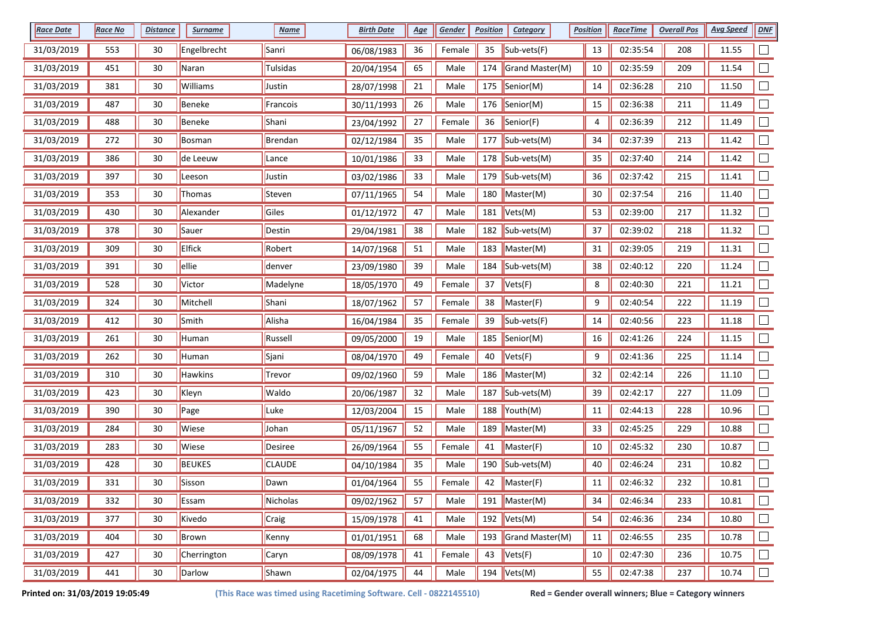| Race Date | Race No | Distance | Surname | Name | Birth Date | Age | Gender | Position | Category | Position | RaceTime | Overall Pos | Avg Speed | DNF |
|---|---|---|---|---|---|---|---|---|---|---|---|---|---|---|
| 31/03/2019 | 553 | 30 | Engelbrecht | Sanri | 06/08/1983 | 36 | Female | 35 | Sub-vets(F) | 13 | 02:35:54 | 208 | 11.55 | ☐ |
| 31/03/2019 | 451 | 30 | Naran | Tulsidas | 20/04/1954 | 65 | Male | 174 | Grand Master(M) | 10 | 02:35:59 | 209 | 11.54 | ☐ |
| 31/03/2019 | 381 | 30 | Williams | Justin | 28/07/1998 | 21 | Male | 175 | Senior(M) | 14 | 02:36:28 | 210 | 11.50 | ☐ |
| 31/03/2019 | 487 | 30 | Beneke | Francois | 30/11/1993 | 26 | Male | 176 | Senior(M) | 15 | 02:36:38 | 211 | 11.49 | ☐ |
| 31/03/2019 | 488 | 30 | Beneke | Shani | 23/04/1992 | 27 | Female | 36 | Senior(F) | 4 | 02:36:39 | 212 | 11.49 | ☐ |
| 31/03/2019 | 272 | 30 | Bosman | Brendan | 02/12/1984 | 35 | Male | 177 | Sub-vets(M) | 34 | 02:37:39 | 213 | 11.42 | ☐ |
| 31/03/2019 | 386 | 30 | de Leeuw | Lance | 10/01/1986 | 33 | Male | 178 | Sub-vets(M) | 35 | 02:37:40 | 214 | 11.42 | ☐ |
| 31/03/2019 | 397 | 30 | Leeson | Justin | 03/02/1986 | 33 | Male | 179 | Sub-vets(M) | 36 | 02:37:42 | 215 | 11.41 | ☐ |
| 31/03/2019 | 353 | 30 | Thomas | Steven | 07/11/1965 | 54 | Male | 180 | Master(M) | 30 | 02:37:54 | 216 | 11.40 | ☐ |
| 31/03/2019 | 430 | 30 | Alexander | Giles | 01/12/1972 | 47 | Male | 181 | Vets(M) | 53 | 02:39:00 | 217 | 11.32 | ☐ |
| 31/03/2019 | 378 | 30 | Sauer | Destin | 29/04/1981 | 38 | Male | 182 | Sub-vets(M) | 37 | 02:39:02 | 218 | 11.32 | ☐ |
| 31/03/2019 | 309 | 30 | Elfick | Robert | 14/07/1968 | 51 | Male | 183 | Master(M) | 31 | 02:39:05 | 219 | 11.31 | ☐ |
| 31/03/2019 | 391 | 30 | ellie | denver | 23/09/1980 | 39 | Male | 184 | Sub-vets(M) | 38 | 02:40:12 | 220 | 11.24 | ☐ |
| 31/03/2019 | 528 | 30 | Victor | Madelyne | 18/05/1970 | 49 | Female | 37 | Vets(F) | 8 | 02:40:30 | 221 | 11.21 | ☐ |
| 31/03/2019 | 324 | 30 | Mitchell | Shani | 18/07/1962 | 57 | Female | 38 | Master(F) | 9 | 02:40:54 | 222 | 11.19 | ☐ |
| 31/03/2019 | 412 | 30 | Smith | Alisha | 16/04/1984 | 35 | Female | 39 | Sub-vets(F) | 14 | 02:40:56 | 223 | 11.18 | ☐ |
| 31/03/2019 | 261 | 30 | Human | Russell | 09/05/2000 | 19 | Male | 185 | Senior(M) | 16 | 02:41:26 | 224 | 11.15 | ☐ |
| 31/03/2019 | 262 | 30 | Human | Sjani | 08/04/1970 | 49 | Female | 40 | Vets(F) | 9 | 02:41:36 | 225 | 11.14 | ☐ |
| 31/03/2019 | 310 | 30 | Hawkins | Trevor | 09/02/1960 | 59 | Male | 186 | Master(M) | 32 | 02:42:14 | 226 | 11.10 | ☐ |
| 31/03/2019 | 423 | 30 | Kleyn | Waldo | 20/06/1987 | 32 | Male | 187 | Sub-vets(M) | 39 | 02:42:17 | 227 | 11.09 | ☐ |
| 31/03/2019 | 390 | 30 | Page | Luke | 12/03/2004 | 15 | Male | 188 | Youth(M) | 11 | 02:44:13 | 228 | 10.96 | ☐ |
| 31/03/2019 | 284 | 30 | Wiese | Johan | 05/11/1967 | 52 | Male | 189 | Master(M) | 33 | 02:45:25 | 229 | 10.88 | ☐ |
| 31/03/2019 | 283 | 30 | Wiese | Desiree | 26/09/1964 | 55 | Female | 41 | Master(F) | 10 | 02:45:32 | 230 | 10.87 | ☐ |
| 31/03/2019 | 428 | 30 | BEUKES | CLAUDE | 04/10/1984 | 35 | Male | 190 | Sub-vets(M) | 40 | 02:46:24 | 231 | 10.82 | ☐ |
| 31/03/2019 | 331 | 30 | Sisson | Dawn | 01/04/1964 | 55 | Female | 42 | Master(F) | 11 | 02:46:32 | 232 | 10.81 | ☐ |
| 31/03/2019 | 332 | 30 | Essam | Nicholas | 09/02/1962 | 57 | Male | 191 | Master(M) | 34 | 02:46:34 | 233 | 10.81 | ☐ |
| 31/03/2019 | 377 | 30 | Kivedo | Craig | 15/09/1978 | 41 | Male | 192 | Vets(M) | 54 | 02:46:36 | 234 | 10.80 | ☐ |
| 31/03/2019 | 404 | 30 | Brown | Kenny | 01/01/1951 | 68 | Male | 193 | Grand Master(M) | 11 | 02:46:55 | 235 | 10.78 | ☐ |
| 31/03/2019 | 427 | 30 | Cherrington | Caryn | 08/09/1978 | 41 | Female | 43 | Vets(F) | 10 | 02:47:30 | 236 | 10.75 | ☐ |
| 31/03/2019 | 441 | 30 | Darlow | Shawn | 02/04/1975 | 44 | Male | 194 | Vets(M) | 55 | 02:47:38 | 237 | 10.74 | ☐ |

**Printed on: 31/03/2019 19:05:49** **(This Race was timed using Racetiming Software. Cell - 0822145510)** **Red = Gender overall winners; Blue = Category winners**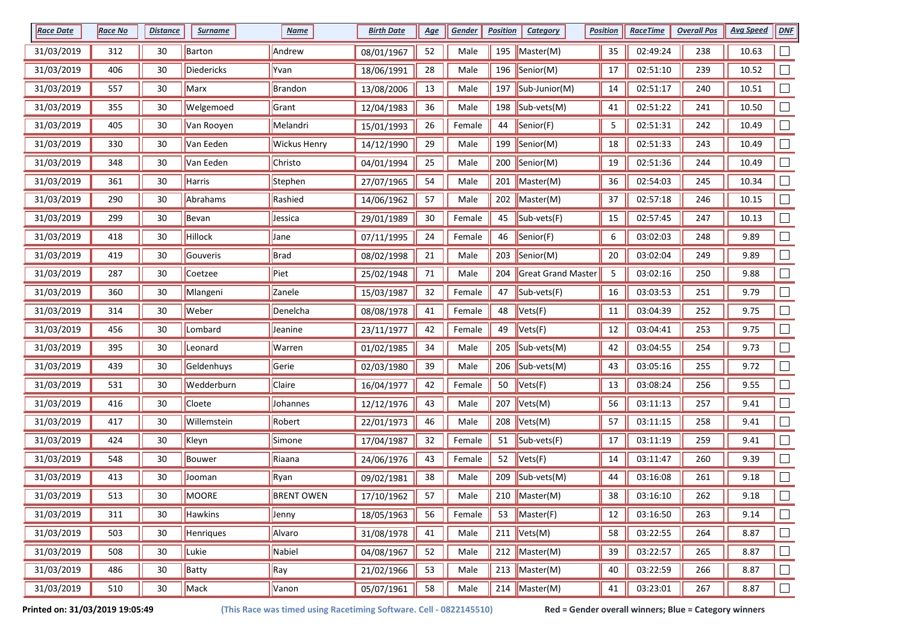| Race Date | Race No | Distance | Surname | Name | Birth Date | Age | Gender | Position | Category | Position | RaceTime | Overall Pos | Avg Speed | DNF |
|---|---|---|---|---|---|---|---|---|---|---|---|---|---|---|
| 31/03/2019 | 312 | 30 | Barton | Andrew | 08/01/1967 | 52 | Male | 195 | Master(M) | 35 | 02:49:24 | 238 | 10.63 | ☐ |
| 31/03/2019 | 406 | 30 | Diedericks | Yvan | 18/06/1991 | 28 | Male | 196 | Senior(M) | 17 | 02:51:10 | 239 | 10.52 | ☐ |
| 31/03/2019 | 557 | 30 | Marx | Brandon | 13/08/2006 | 13 | Male | 197 | Sub-Junior(M) | 14 | 02:51:17 | 240 | 10.51 | ☐ |
| 31/03/2019 | 355 | 30 | Welgemoed | Grant | 12/04/1983 | 36 | Male | 198 | Sub-vets(M) | 41 | 02:51:22 | 241 | 10.50 | ☐ |
| 31/03/2019 | 405 | 30 | Van Rooyen | Melandri | 15/01/1993 | 26 | Female | 44 | Senior(F) | 5 | 02:51:31 | 242 | 10.49 | ☐ |
| 31/03/2019 | 330 | 30 | Van Eeden | Wickus Henry | 14/12/1990 | 29 | Male | 199 | Senior(M) | 18 | 02:51:33 | 243 | 10.49 | ☐ |
| 31/03/2019 | 348 | 30 | Van Eeden | Christo | 04/01/1994 | 25 | Male | 200 | Senior(M) | 19 | 02:51:36 | 244 | 10.49 | ☐ |
| 31/03/2019 | 361 | 30 | Harris | Stephen | 27/07/1965 | 54 | Male | 201 | Master(M) | 36 | 02:54:03 | 245 | 10.34 | ☐ |
| 31/03/2019 | 290 | 30 | Abrahams | Rashied | 14/06/1962 | 57 | Male | 202 | Master(M) | 37 | 02:57:18 | 246 | 10.15 | ☐ |
| 31/03/2019 | 299 | 30 | Bevan | Jessica | 29/01/1989 | 30 | Female | 45 | Sub-vets(F) | 15 | 02:57:45 | 247 | 10.13 | ☐ |
| 31/03/2019 | 418 | 30 | Hillock | Jane | 07/11/1995 | 24 | Female | 46 | Senior(F) | 6 | 03:02:03 | 248 | 9.89 | ☐ |
| 31/03/2019 | 419 | 30 | Gouveris | Brad | 08/02/1998 | 21 | Male | 203 | Senior(M) | 20 | 03:02:04 | 249 | 9.89 | ☐ |
| 31/03/2019 | 287 | 30 | Coetzee | Piet | 25/02/1948 | 71 | Male | 204 | Great Grand Master | 5 | 03:02:16 | 250 | 9.88 | ☐ |
| 31/03/2019 | 360 | 30 | Mlangeni | Zanele | 15/03/1987 | 32 | Female | 47 | Sub-vets(F) | 16 | 03:03:53 | 251 | 9.79 | ☐ |
| 31/03/2019 | 314 | 30 | Weber | Denelcha | 08/08/1978 | 41 | Female | 48 | Vets(F) | 11 | 03:04:39 | 252 | 9.75 | ☐ |
| 31/03/2019 | 456 | 30 | Lombard | Jeanine | 23/11/1977 | 42 | Female | 49 | Vets(F) | 12 | 03:04:41 | 253 | 9.75 | ☐ |
| 31/03/2019 | 395 | 30 | Leonard | Warren | 01/02/1985 | 34 | Male | 205 | Sub-vets(M) | 42 | 03:04:55 | 254 | 9.73 | ☐ |
| 31/03/2019 | 439 | 30 | Geldenhuys | Gerie | 02/03/1980 | 39 | Male | 206 | Sub-vets(M) | 43 | 03:05:16 | 255 | 9.72 | ☐ |
| 31/03/2019 | 531 | 30 | Wedderburn | Claire | 16/04/1977 | 42 | Female | 50 | Vets(F) | 13 | 03:08:24 | 256 | 9.55 | ☐ |
| 31/03/2019 | 416 | 30 | Cloete | Johannes | 12/12/1976 | 43 | Male | 207 | Vets(M) | 56 | 03:11:13 | 257 | 9.41 | ☐ |
| 31/03/2019 | 417 | 30 | Willemstein | Robert | 22/01/1973 | 46 | Male | 208 | Vets(M) | 57 | 03:11:15 | 258 | 9.41 | ☐ |
| 31/03/2019 | 424 | 30 | Kleyn | Simone | 17/04/1987 | 32 | Female | 51 | Sub-vets(F) | 17 | 03:11:19 | 259 | 9.41 | ☐ |
| 31/03/2019 | 548 | 30 | Bouwer | Riaana | 24/06/1976 | 43 | Female | 52 | Vets(F) | 14 | 03:11:47 | 260 | 9.39 | ☐ |
| 31/03/2019 | 413 | 30 | Jooman | Ryan | 09/02/1981 | 38 | Male | 209 | Sub-vets(M) | 44 | 03:16:08 | 261 | 9.18 | ☐ |
| 31/03/2019 | 513 | 30 | MOORE | BRENT OWEN | 17/10/1962 | 57 | Male | 210 | Master(M) | 38 | 03:16:10 | 262 | 9.18 | ☐ |
| 31/03/2019 | 311 | 30 | Hawkins | Jenny | 18/05/1963 | 56 | Female | 53 | Master(F) | 12 | 03:16:50 | 263 | 9.14 | ☐ |
| 31/03/2019 | 503 | 30 | Henriques | Alvaro | 31/08/1978 | 41 | Male | 211 | Vets(M) | 58 | 03:22:55 | 264 | 8.87 | ☐ |
| 31/03/2019 | 508 | 30 | Lukie | Nabiel | 04/08/1967 | 52 | Male | 212 | Master(M) | 39 | 03:22:57 | 265 | 8.87 | ☐ |
| 31/03/2019 | 486 | 30 | Batty | Ray | 21/02/1966 | 53 | Male | 213 | Master(M) | 40 | 03:22:59 | 266 | 8.87 | ☐ |
| 31/03/2019 | 510 | 30 | Mack | Vanon | 05/07/1961 | 58 | Male | 214 | Master(M) | 41 | 03:23:01 | 267 | 8.87 | ☐ |

**Printed on: 31/03/2019 19:05:49** **(This Race was timed using Racetiming Software. Cell - 0822145510)** **Red = Gender overall winners; Blue = Category winners**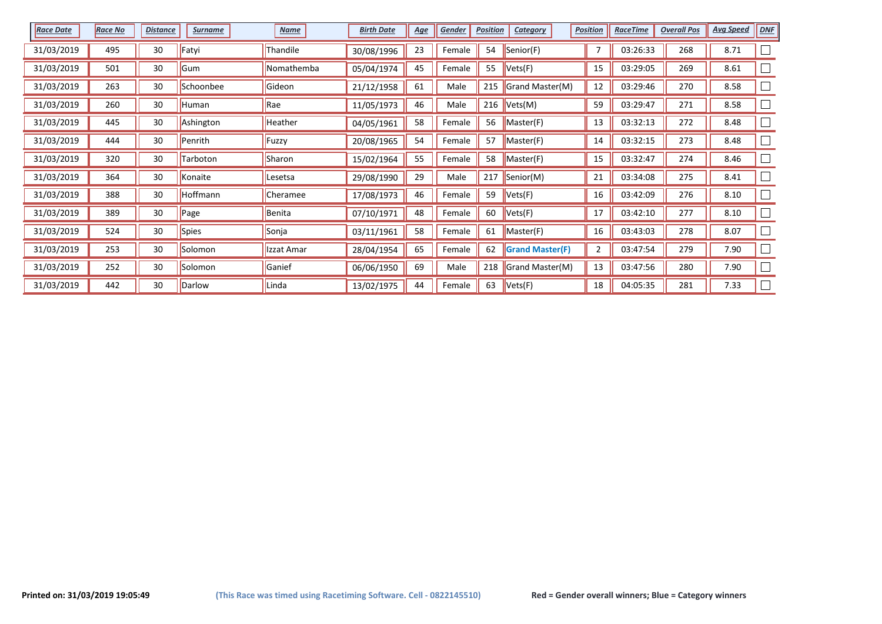| Race Date | Race No | Distance | Surname | Name | Birth Date | Age | Gender | Position | Category | Position | RaceTime | Overall Pos | Avg Speed | DNF |
|---|---|---|---|---|---|---|---|---|---|---|---|---|---|---|
| 31/03/2019 | 495 | 30 | Fatyi | Thandile | 30/08/1996 | 23 | Female | 54 | Senior(F) | 7 | 03:26:33 | 268 | 8.71 | ☐ |
| 31/03/2019 | 501 | 30 | Gum | Nomathemba | 05/04/1974 | 45 | Female | 55 | Vets(F) | 15 | 03:29:05 | 269 | 8.61 | ☐ |
| 31/03/2019 | 263 | 30 | Schoonbee | Gideon | 21/12/1958 | 61 | Male | 215 | Grand Master(M) | 12 | 03:29:46 | 270 | 8.58 | ☐ |
| 31/03/2019 | 260 | 30 | Human | Rae | 11/05/1973 | 46 | Male | 216 | Vets(M) | 59 | 03:29:47 | 271 | 8.58 | ☐ |
| 31/03/2019 | 445 | 30 | Ashington | Heather | 04/05/1961 | 58 | Female | 56 | Master(F) | 13 | 03:32:13 | 272 | 8.48 | ☐ |
| 31/03/2019 | 444 | 30 | Penrith | Fuzzy | 20/08/1965 | 54 | Female | 57 | Master(F) | 14 | 03:32:15 | 273 | 8.48 | ☐ |
| 31/03/2019 | 320 | 30 | Tarboton | Sharon | 15/02/1964 | 55 | Female | 58 | Master(F) | 15 | 03:32:47 | 274 | 8.46 | ☐ |
| 31/03/2019 | 364 | 30 | Konaite | Lesetsa | 29/08/1990 | 29 | Male | 217 | Senior(M) | 21 | 03:34:08 | 275 | 8.41 | ☐ |
| 31/03/2019 | 388 | 30 | Hoffmann | Cheramee | 17/08/1973 | 46 | Female | 59 | Vets(F) | 16 | 03:42:09 | 276 | 8.10 | ☐ |
| 31/03/2019 | 389 | 30 | Page | Benita | 07/10/1971 | 48 | Female | 60 | Vets(F) | 17 | 03:42:10 | 277 | 8.10 | ☐ |
| 31/03/2019 | 524 | 30 | Spies | Sonja | 03/11/1961 | 58 | Female | 61 | Master(F) | 16 | 03:43:03 | 278 | 8.07 | ☐ |
| 31/03/2019 | 253 | 30 | Solomon | Izzat Amar | 28/04/1954 | 65 | Female | 62 | **Grand Master(F)** | 2 | 03:47:54 | 279 | 7.90 | ☐ |
| 31/03/2019 | 252 | 30 | Solomon | Ganief | 06/06/1950 | 69 | Male | 218 | Grand Master(M) | 13 | 03:47:56 | 280 | 7.90 | ☐ |
| 31/03/2019 | 442 | 30 | Darlow | Linda | 13/02/1975 | 44 | Female | 63 | Vets(F) | 18 | 04:05:35 | 281 | 7.33 | ☐ |

**Printed on: 31/03/2019 19:05:49** **(This Race was timed using Racetiming Software. Cell - 0822145510)** **Red = Gender overall winners; Blue = Category winners**